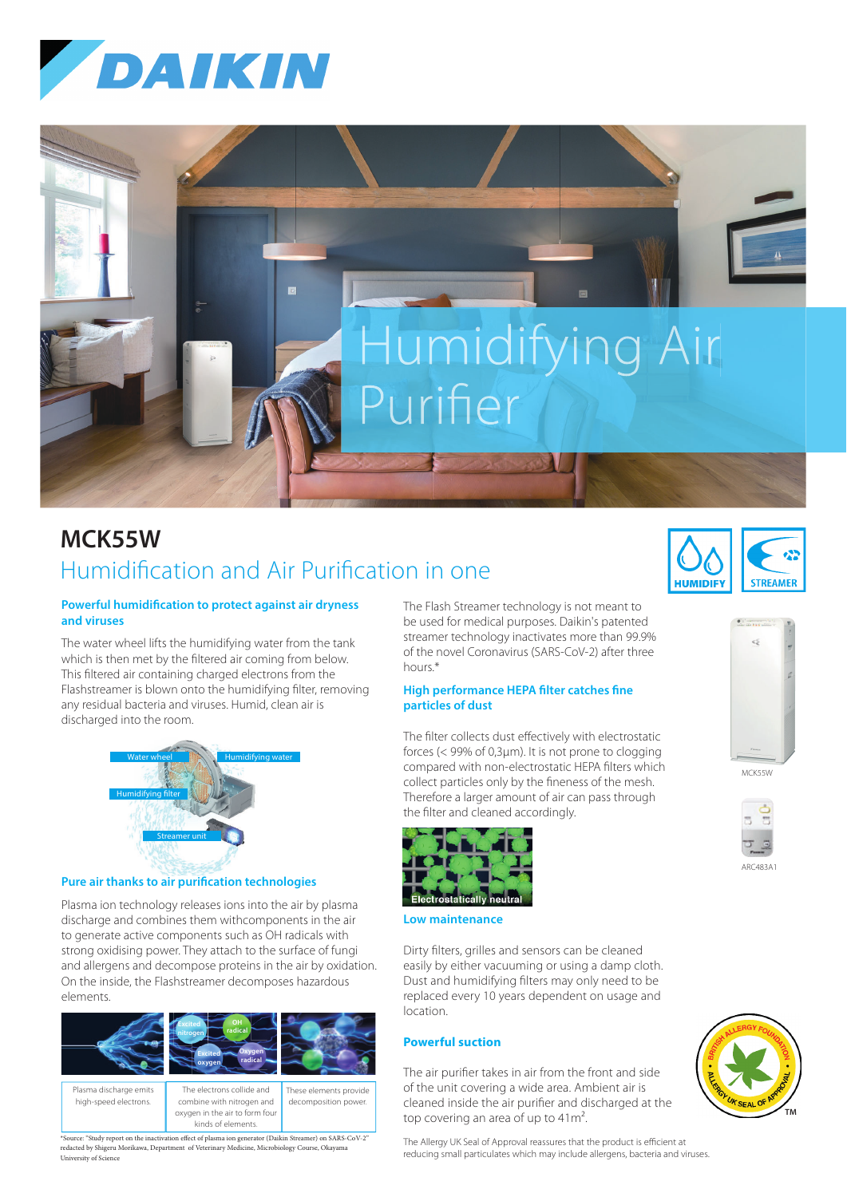# Humidifying Air Purifier

## MCK55W

## Humidification and Air Purification in one

HUMIDIFY

STREAMER

### Powerful humidification to protect against air dryness and viruses

The water wheel lifts the humidifying water from the tank which is then met by the filtered air coming from below. This filtered air containing charged electrons from the Flashstreamer is blown onto the humidifying filter, removing any residual bacteria and viruses. Humid, clean air is discharged into the room.

Water wheel

Humidifying water

Humidifying filter

Streamer unit

### Pure air thanks to air purification technologies

Plasma ion technology releases ions into the air by plasma discharge and generate them withcomponents in the air to generate active components such as OH radicals with strong oxidising power. They attach to the surface of fungi and allergens and decompose proteins in the air by oxidation. On the inside, the Flashstreamer decomposes hazardous elements.

| Plasma discharge emits high-speed electrons. | The electrons collide and combine with nitrogen and oxygen in the air to form four kinds of elements. | These elements provide decomposition power. |
|---|---|---|

Excited nitrogen, OH radical, Excited oxygen, Oxygen radical

*Source: "Study report on the inactivation effect of plasma ion generator (Daikin Streamer) on SARS-CoV-2" redacted by Shigeru Morikawa, Department of Veterinary Medicine, Microbiology Course, Okayama University of Science

The Flash Streamer technology is not meant to be used for medical purposes. Daikin's patented streamer technology inactivates more than 99.9% of the novel Coronavirus (SARS-CoV-2) after three hours.*

### High performance HEPA filter catches fine particles of dust

The filter collects dust effectively with electrostatic forces (< 99% of 0,3µm). It is not prone to clogging compared with non-electrostatic HEPA filters which collect particles only by the fineness of the mesh. Therefore a larger amount of air can pass through the filter and cleaned accordingly.

Electrostatically neutral

### Low maintenance

Dirty filters, grilles and sensors can be cleaned easily by either vacuuming or using a damp cloth. Dust and humidifying filters may only need to be replaced every 10 years dependent on usage and location.

### Powerful suction

The air purifier takes in air from the front and side of the unit covering a wide area. Ambient air is cleaned inside the air purifier and discharged at the top covering an area of up to 41m$^2$.

MCK55W

ARC483A1

BRITISH ALLERGY FOUNDATION • ALLERGY UK SEAL OF APPROVAL™

The Allergy UK Seal of Approval reassures that the product is efficient at reducing small particulates which may include allergens, bacteria and viruses.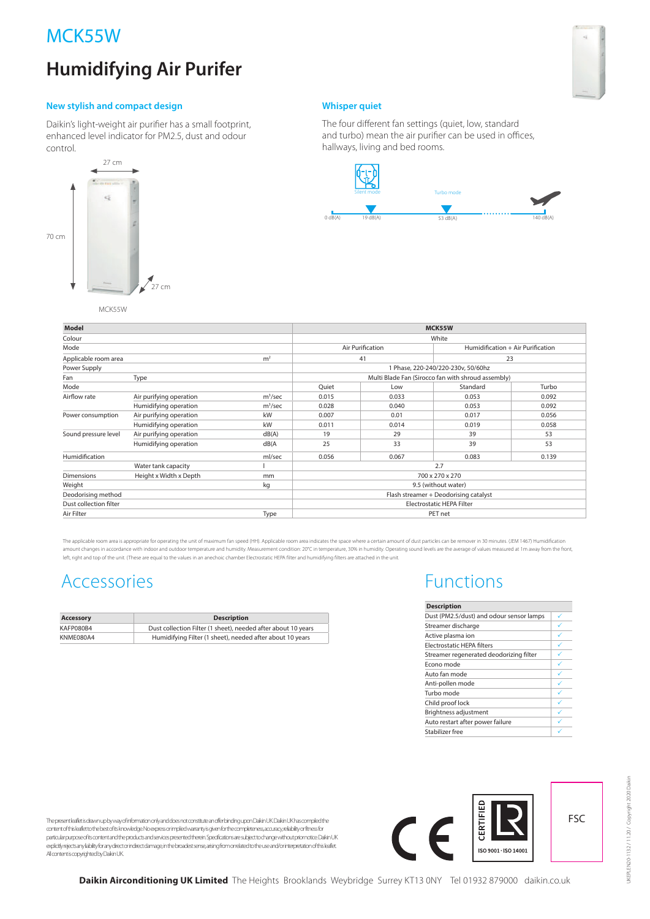# MCK55W

# Humidifying Air Purifer

### New stylish and compact design

Daikin's light-weight air purifier has a small footprint, enhanced level indicator for PM2.5, dust and odour control.

27 cm

70 cm

27 cm

MCK55W

### Whisper quiet

The four different fan settings (quiet, low, standard and turbo) mean the air purifier can be used in offices, hallways, living and bed rooms.

Silent mode

Turbo mode

0 dB(A)

19 dB(A)

53 dB(A)

140 dB(A)

| Model | | | MCK55W | | | |
|---|---|---|---|---|---|---|
| Colour | | | White | | | |
| Mode | | | Air Purification | | Humidification + Air Purification | |
| Applicable room area | | m² | 41 | | 23 | |
| Power Supply | | | 1 Phase, 220-240/220-230v, 50/60hz | | | |
| Fan | Type | | Multi Blade Fan (Sirocco fan with shroud assembly) | | | |
| Mode | | | Quiet | Low | Standard | Turbo |
| Airflow rate | Air purifying operation | m³/sec | 0.015 | 0.033 | 0.053 | 0.092 |
| | Humidifying operation | m³/sec | 0.028 | 0.040 | 0.053 | 0.092 |
| Power consumption | Air purifying operation | kW | 0.007 | 0.01 | 0.017 | 0.056 |
| | Humidifying operation | kW | 0.011 | 0.014 | 0.019 | 0.058 |
| Sound pressure level | Air purifying operation | dB(A) | 19 | 29 | 39 | 53 |
| | Humidifying operation | dB(A | 25 | 33 | 39 | 53 |
| Humidification | | ml/sec | 0.056 | 0.067 | 0.083 | 0.139 |
| | Water tank capacity | l | 2.7 | | | |
| Dimensions | Height x Width x Depth | mm | 700 x 270 x 270 | | | |
| Weight | | kg | 9.5 (without water) | | | |
| Deodorising method | | | Flash streamer + Deodorising catalyst | | | |
| Dust collection filter | | | Electrostatic HEPA Filter | | | |
| Air Filter | | Type | PET net | | | |

The applicable room area is appropriate for operating the unit of maximum fan speed (HH). Applicable room area indicates the space where a certain amount of dust particles can be remover in 30 minutes. (JEM 1467) Humidification amount changes in accordance with indoor and outdoor temperature and humidity. Measurement condition: 20°C in temperature, 30% in humidity. Operating sound levels are the average of values measured at 1m away from the front, left, right and top of the unit. (These are equal to the values in an anechoic chamber Electrostatic HEPA filter and humidifying filters are attached in the unit.

# Accessories

| Accessory | Description |
|---|---|
| KAFP080B4 | Dust collection Filter (1 sheet), needed after about 10 years |
| KNME080A4 | Humidifying Filter (1 sheet), needed after about 10 years |

# Functions

| Description | |
|---|---|
| Dust (PM2.5/dust) and odour sensor lamps | ✓ |
| Streamer discharge | ✓ |
| Active plasma ion | ✓ |
| Electrostatic HEPA filters | ✓ |
| Streamer regenerated deodorizing filter | ✓ |
| Econo mode | ✓ |
| Auto fan mode | ✓ |
| Anti-pollen mode | ✓ |
| Turbo mode | ✓ |
| Child proof lock | ✓ |
| Brightness adjustment | ✓ |
| Auto restart after power failure | ✓ |
| Stabilizer free | ✓ |

The present leaflet is drawn up by way of information only and does not constitute an offer binding upon Daikin UK. Daikin UK has compiled the content of this leaflet to the best of its knowledge. No express or implied warranty is given for the completeness, accuracy, reliability or fitness for particular purpose of its content and the products and services presented therein. Specifications are subject to change without prior notice. Daikin UK explicitly rejects any liability for any direct or indirect damage, in the broadest sense, arising from or related to the use and/or interpretation of this leaflet. All content is copyrighted by Daikin UK.

CE

CERTIFIED ISO 9001 · ISO 14001

FSC

**Daikin Airconditioning UK Limited** The Heights Brooklands Weybridge Surrey KT13 0NY Tel 01932 879000 daikin.co.uk

UKEPLEN20-113 2 / 11.20 / Copyright 2020 Daikin